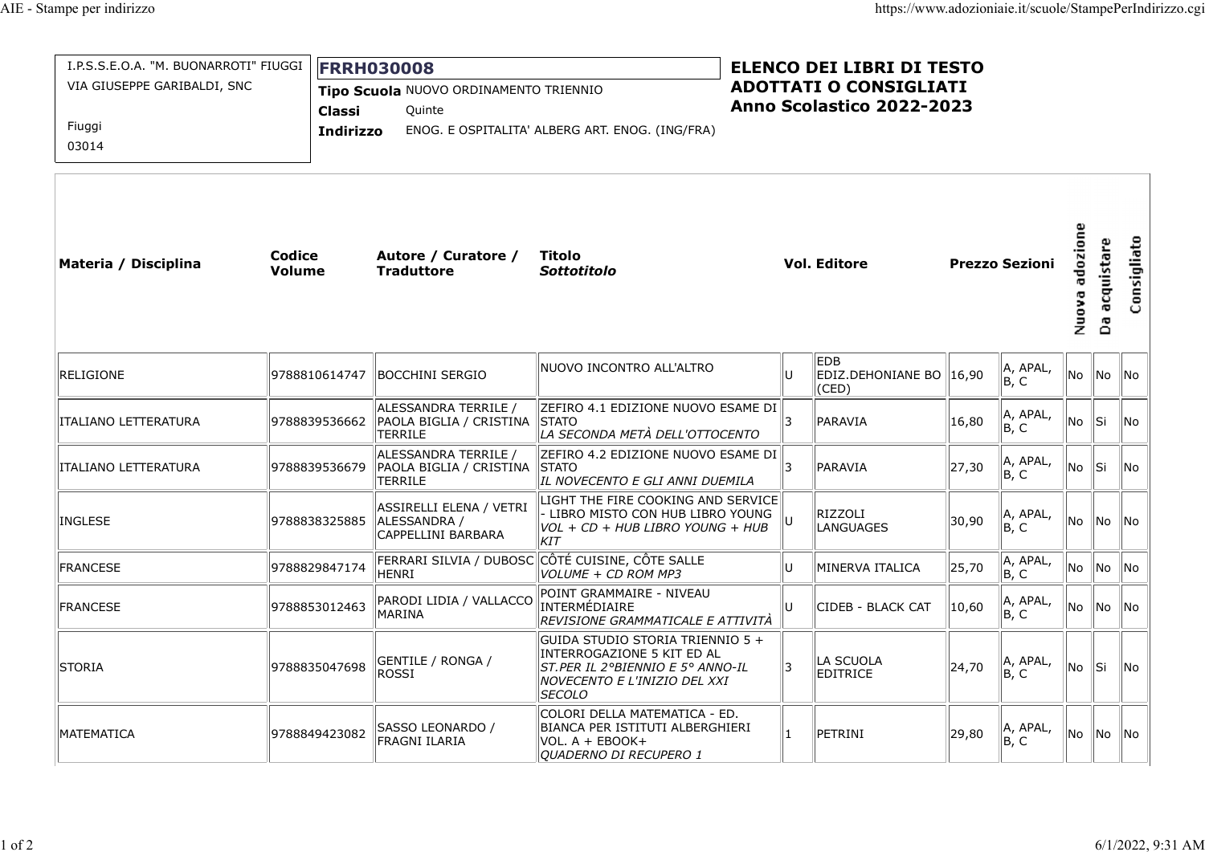I.P.S.S.E.O.A. "M. BUONARROTI" FIUGGI
VIA GIUSEPPE GARIBALDI, SNC

Fiuggi
03014

**FRRH030008**

**Tipo Scuola** NUOVO ORDINAMENTO TRIENNIO
**Classi** Quinte
**Indirizzo** ENOG. E OSPITALITA' ALBERG ART. ENOG. (ING/FRA)

## ELENCO DEI LIBRI DI TESTO ADOTTATI O CONSIGLIATI Anno Scolastico 2022-2023

| Materia / Disciplina | Codice Volume | Autore / Curatore / Traduttore | Titolo *Sottotitolo* | Vol. | Editore | Prezzo | Sezioni | Nuova adozione | Da acquistare | Consigliato |
|---|---|---|---|---|---|---|---|---|---|---|
| RELIGIONE | 9788810614747 | BOCCHINI SERGIO | NUOVO INCONTRO ALL'ALTRO | U | EDB EDIZ.DEHONIANE BO (CED) | 16,90 | A, APAL, B, C | No | No | No |
| ITALIANO LETTERATURA | 9788839536662 | ALESSANDRA TERRILE / PAOLA BIGLIA / CRISTINA TERRILE | ZEFIRO 4.1 EDIZIONE NUOVO ESAME DI STATO *LA SECONDA METÀ DELL'OTTOCENTO* | 3 | PARAVIA | 16,80 | A, APAL, B, C | No | Si | No |
| ITALIANO LETTERATURA | 9788839536679 | ALESSANDRA TERRILE / PAOLA BIGLIA / CRISTINA TERRILE | ZEFIRO 4.2 EDIZIONE NUOVO ESAME DI STATO *IL NOVECENTO E GLI ANNI DUEMILA* | 3 | PARAVIA | 27,30 | A, APAL, B, C | No | Si | No |
| INGLESE | 9788838325885 | ASSIRELLI ELENA / VETRI ALESSANDRA / CAPPELLINI BARBARA | LIGHT THE FIRE COOKING AND SERVICE - LIBRO MISTO CON HUB LIBRO YOUNG *VOL + CD + HUB LIBRO YOUNG + HUB KIT* | U | RIZZOLI LANGUAGES | 30,90 | A, APAL, B, C | No | No | No |
| FRANCESE | 9788829847174 | FERRARI SILVIA / DUBOSC HENRI | CÔTÉ CUISINE, CÔTE SALLE *VOLUME + CD ROM MP3* | U | MINERVA ITALICA | 25,70 | A, APAL, B, C | No | No | No |
| FRANCESE | 9788853012463 | PARODI LIDIA / VALLACCO MARINA | POINT GRAMMAIRE - NIVEAU INTERMÉDIAIRE *REVISIONE GRAMMATICALE E ATTIVITÀ* | U | CIDEB - BLACK CAT | 10,60 | A, APAL, B, C | No | No | No |
| STORIA | 9788835047698 | GENTILE / RONGA / ROSSI | GUIDA STUDIO STORIA TRIENNIO 5 + INTERROGAZIONE 5 KIT ED AL *ST.PER IL 2°BIENNIO E 5° ANNO-IL NOVECENTO E L'INIZIO DEL XXI SECOLO* | 3 | LA SCUOLA EDITRICE | 24,70 | A, APAL, B, C | No | Si | No |
| MATEMATICA | 9788849423082 | SASSO LEONARDO / FRAGNI ILARIA | COLORI DELLA MATEMATICA - ED. BIANCA PER ISTITUTI ALBERGHIERI VOL. A + EBOOK+ *QUADERNO DI RECUPERO 1* | 1 | PETRINI | 29,80 | A, APAL, B, C | No | No | No |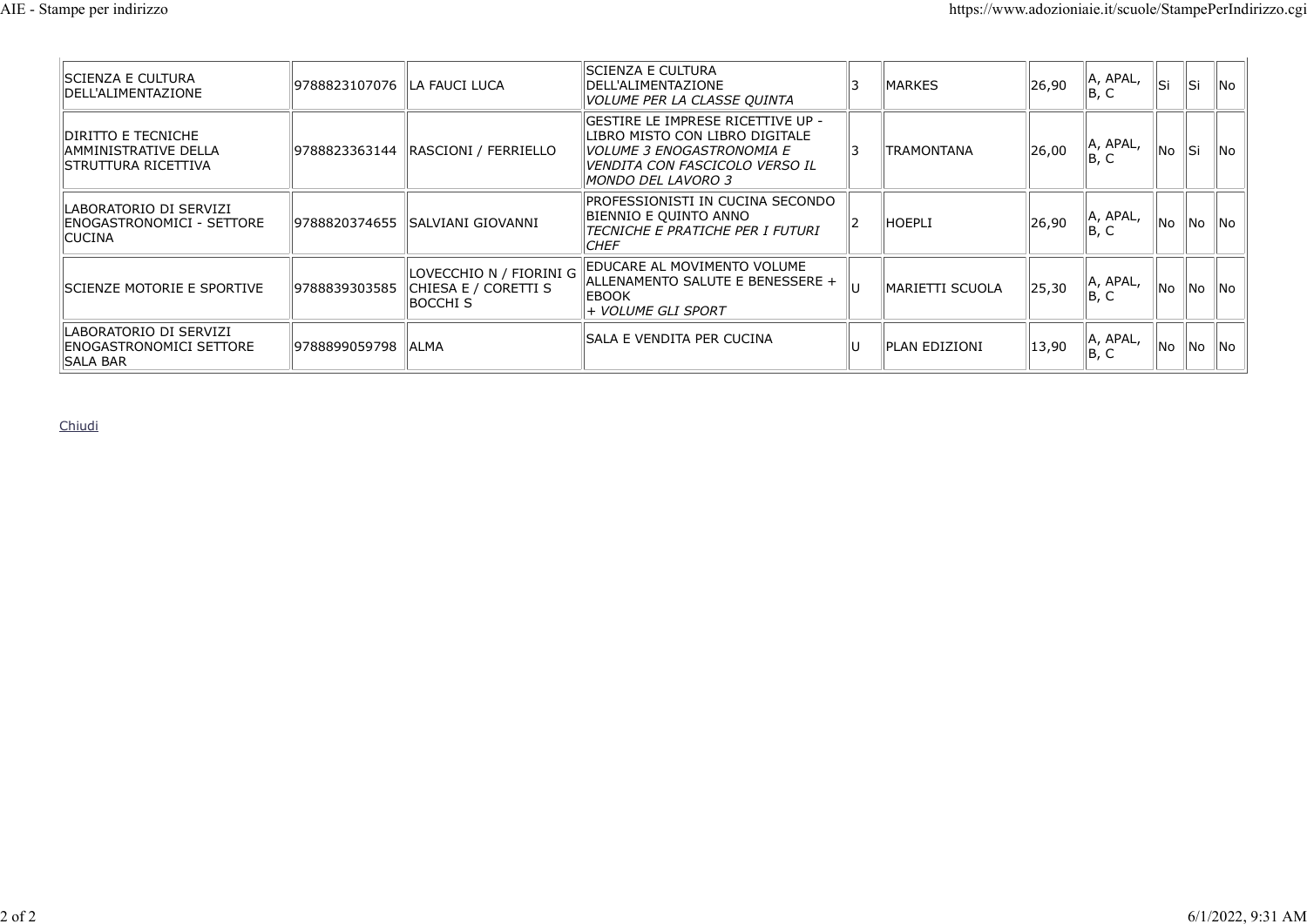| | | | | | | | | | | |
|---|---|---|---|---|---|---|---|---|---|---|
| SCIENZA E CULTURA DELL'ALIMENTAZIONE | 9788823107076 | LA FAUCI LUCA | SCIENZA E CULTURA DELL'ALIMENTAZIONE *VOLUME PER LA CLASSE QUINTA* | 3 | MARKES | 26,90 | A, APAL, B, C | Si | Si | No |
| DIRITTO E TECNICHE AMMINISTRATIVE DELLA STRUTTURA RICETTIVA | 9788823363144 | RASCIONI / FERRIELLO | GESTIRE LE IMPRESE RICETTIVE UP - LIBRO MISTO CON LIBRO DIGITALE *VOLUME 3 ENOGASTRONOMIA E VENDITA CON FASCICOLO VERSO IL MONDO DEL LAVORO 3* | 3 | TRAMONTANA | 26,00 | A, APAL, B, C | No | Si | No |
| LABORATORIO DI SERVIZI ENOGASTRONOMICI - SETTORE CUCINA | 9788820374655 | SALVIANI GIOVANNI | PROFESSIONISTI IN CUCINA SECONDO BIENNIO E QUINTO ANNO *TECNICHE E PRATICHE PER I FUTURI CHEF* | 2 | HOEPLI | 26,90 | A, APAL, B, C | No | No | No |
| SCIENZE MOTORIE E SPORTIVE | 9788839303585 | LOVECCHIO N / FIORINI G CHIESA E / CORETTI S BOCCHI S | EDUCARE AL MOVIMENTO VOLUME ALLENAMENTO SALUTE E BENESSERE + EBOOK *+ VOLUME GLI SPORT* | U | MARIETTI SCUOLA | 25,30 | A, APAL, B, C | No | No | No |
| LABORATORIO DI SERVIZI ENOGASTRONOMICI SETTORE SALA BAR | 9788899059798 | ALMA | SALA E VENDITA PER CUCINA | U | PLAN EDIZIONI | 13,90 | A, APAL, B, C | No | No | No |

Chiudi